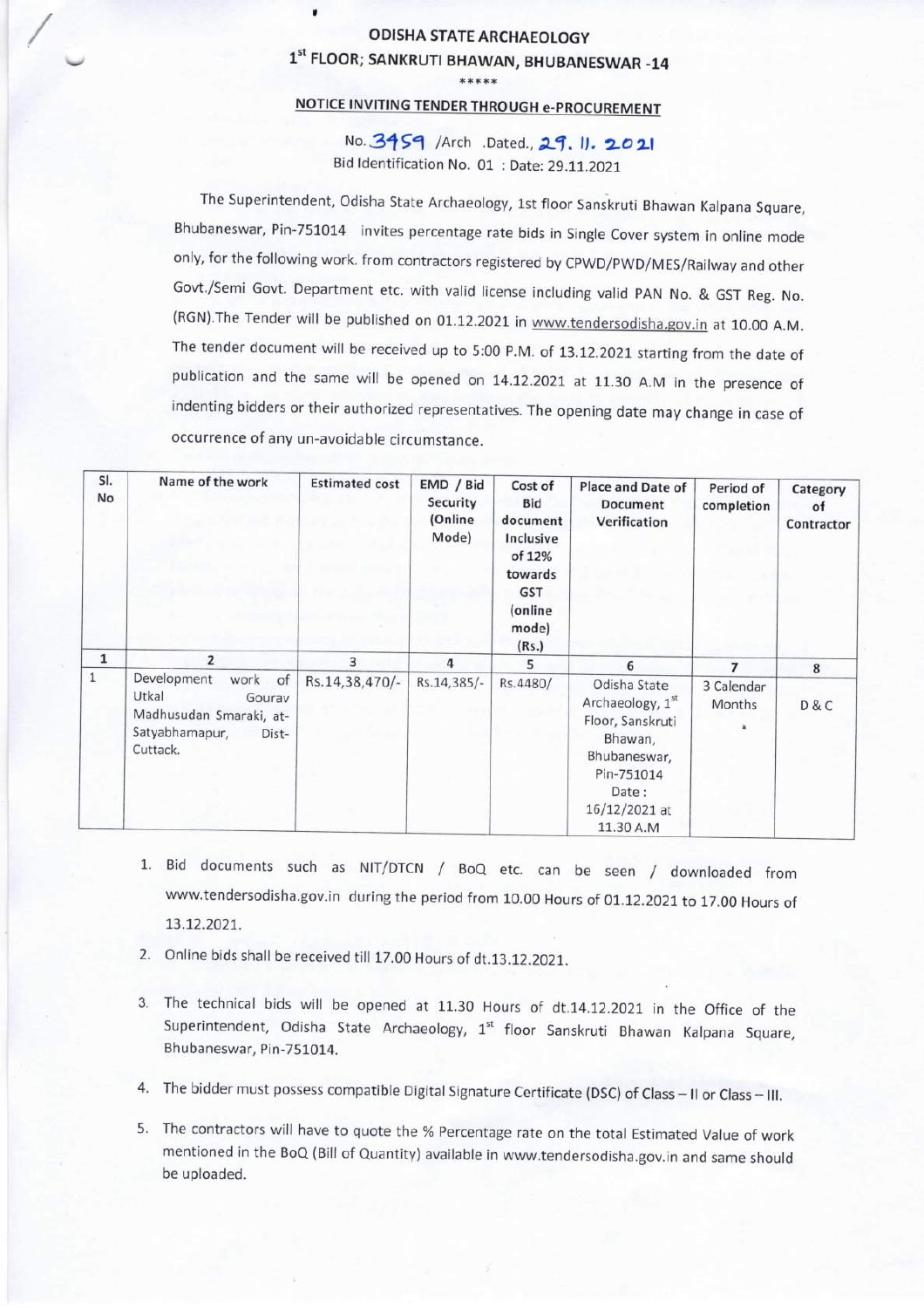# ODISHA STATE ARCHAEOLOGY

## 1st FLOOR; SANKRUTI BHAWAN, BHUBANESWAR -14

\*\*\*\*\*

### NOTICE INVITING TENDER THROUGH e-PROCUREMENT

No. 3459 /Arch .Dated., 29. 11. 2021

Bid Identification No. 01 : Date: 29.11.2021

The Superintendent, Odisha State Archaeology, 1st floor Sanskruti Bhawan Kalpana Square, Bhubaneswar, Pin-751014 invites percentage rate bids in Single Cover system in online mode only, for the following work. from contractors registered by CPWD/PWD/MES/Railway and other Govt./Semi Govt. Department etc. with valid license including valid PAN No. & GST Reg. No. (RGN).The Tender will be published on 01.12.2021 in www.tendersodisha.gov.in at 10.00 A.M. The tender document will be received up to 5:00 P.M. of 13.12.2021 starting from the date of publication and the same will be opened on 14.12.2021 at 11.30 A.M in the presence of indenting bidders or their authorized representatives. The opening date may change in case of occurrence of any un-avoidable circumstance.

| Sl. No | Name of the work | Estimated cost | EMD / Bid Security (Online Mode) | Cost of Bid document Inclusive of 12% towards GST (online mode) (Rs.) | Place and Date of Document Verification | Period of completion | Category of Contractor |
|---|---|---|---|---|---|---|---|
| 1 | 2 | 3 | 4 | 5 | 6 | 7 | 8 |
| 1 | Development work of Utkal Gourav Madhusudan Smaraki, at- Satyabhamapur, Dist- Cuttack. | Rs.14,38,470/- | Rs.14,385/- | Rs.4480/ | Odisha State Archaeology, 1st Floor, Sanskruti Bhawan, Bhubaneswar, Pin-751014 Date : 16/12/2021 at 11.30 A.M | 3 Calendar Months | D & C |

1. Bid documents such as NIT/DTCN / BoQ etc. can be seen / downloaded from www.tendersodisha.gov.in during the period from 10.00 Hours of 01.12.2021 to 17.00 Hours of 13.12.2021.
2. Online bids shall be received till 17.00 Hours of dt.13.12.2021.
3. The technical bids will be opened at 11.30 Hours of dt.14.12.2021 in the Office of the Superintendent, Odisha State Archaeology, 1st floor Sanskruti Bhawan Kalpana Square, Bhubaneswar, Pin-751014.
4. The bidder must possess compatible Digital Signature Certificate (DSC) of Class – II or Class – III.
5. The contractors will have to quote the % Percentage rate on the total Estimated Value of work mentioned in the BoQ (Bill of Quantity) available in www.tendersodisha.gov.in and same should be uploaded.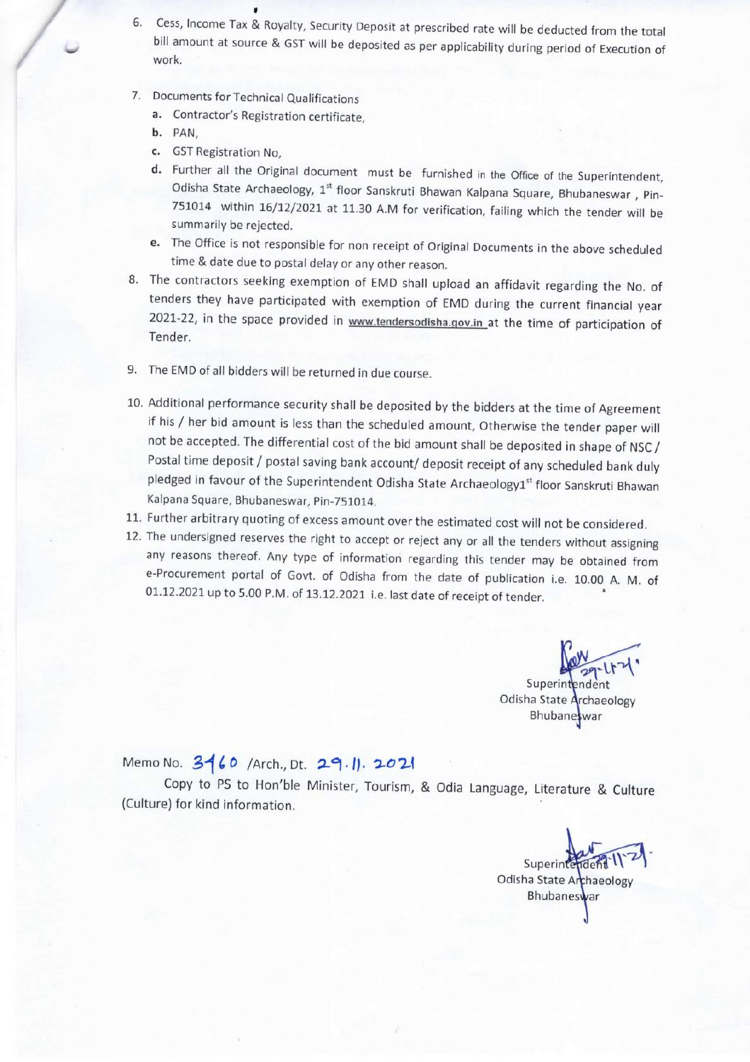6. Cess, Income Tax & Royalty, Security Deposit at prescribed rate will be deducted from the total bill amount at source & GST will be deposited as per applicability during period of Execution of work.

7. Documents for Technical Qualifications
   a. Contractor's Registration certificate,
   b. PAN,
   c. GST Registration No,
   d. Further all the Original document must be furnished in the Office of the Superintendent, Odisha State Archaeology, 1st floor Sanskruti Bhawan Kalpana Square, Bhubaneswar , Pin-751014 within 16/12/2021 at 11.30 A.M for verification, failing which the tender will be summarily be rejected.
   e. The Office is not responsible for non receipt of Original Documents in the above scheduled time & date due to postal delay or any other reason.

8. The contractors seeking exemption of EMD shall upload an affidavit regarding the No. of tenders they have participated with exemption of EMD during the current financial year 2021-22, in the space provided in www.tendersodisha.gov.in at the time of participation of Tender.

9. The EMD of all bidders will be returned in due course.

10. Additional performance security shall be deposited by the bidders at the time of Agreement if his / her bid amount is less than the scheduled amount, Otherwise the tender paper will not be accepted. The differential cost of the bid amount shall be deposited in shape of NSC / Postal time deposit / postal saving bank account/ deposit receipt of any scheduled bank duly pledged in favour of the Superintendent Odisha State Archaeology1st floor Sanskruti Bhawan Kalpana Square, Bhubaneswar, Pin-751014.

11. Further arbitrary quoting of excess amount over the estimated cost will not be considered.

12. The undersigned reserves the right to accept or reject any or all the tenders without assigning any reasons thereof. Any type of information regarding this tender may be obtained from e-Procurement portal of Govt. of Odisha from the date of publication i.e. 10.00 A. M. of 01.12.2021 up to 5.00 P.M. of 13.12.2021 i.e. last date of receipt of tender.

Superintendent
Odisha State Archaeology
Bhubaneswar

Memo No. 3460 /Arch., Dt. 29.11.2021

Copy to PS to Hon'ble Minister, Tourism, & Odia Language, Literature & Culture (Culture) for kind information.

Superintendent
Odisha State Archaeology
Bhubaneswar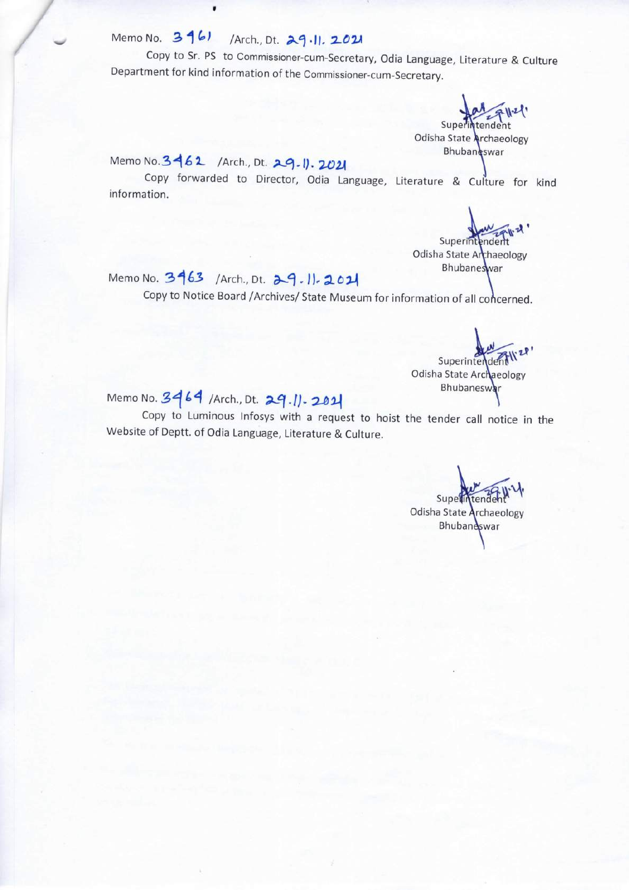Memo No. 3461 /Arch., Dt. 29.11.2021

Copy to Sr. PS to Commissioner-cum-Secretary, Odia Language, Literature & Culture Department for kind information of the Commissioner-cum-Secretary.

Superintendent
Odisha State Archaeology
Bhubaneswar

Memo No. 3462 /Arch., Dt. 29.11.2021

Copy forwarded to Director, Odia Language, Literature & Culture for kind information.

Superintendent
Odisha State Archaeology
Bhubaneswar

Memo No. 3463 /Arch., Dt. 29.11.2021

Copy to Notice Board /Archives/ State Museum for information of all concerned.

Superintendent
Odisha State Archaeology
Bhubaneswar

Memo No. 3464 /Arch., Dt. 29.11.2021

Copy to Luminous Infosys with a request to hoist the tender call notice in the Website of Deptt. of Odia Language, Literature & Culture.

Superintendent
Odisha State Archaeology
Bhubaneswar